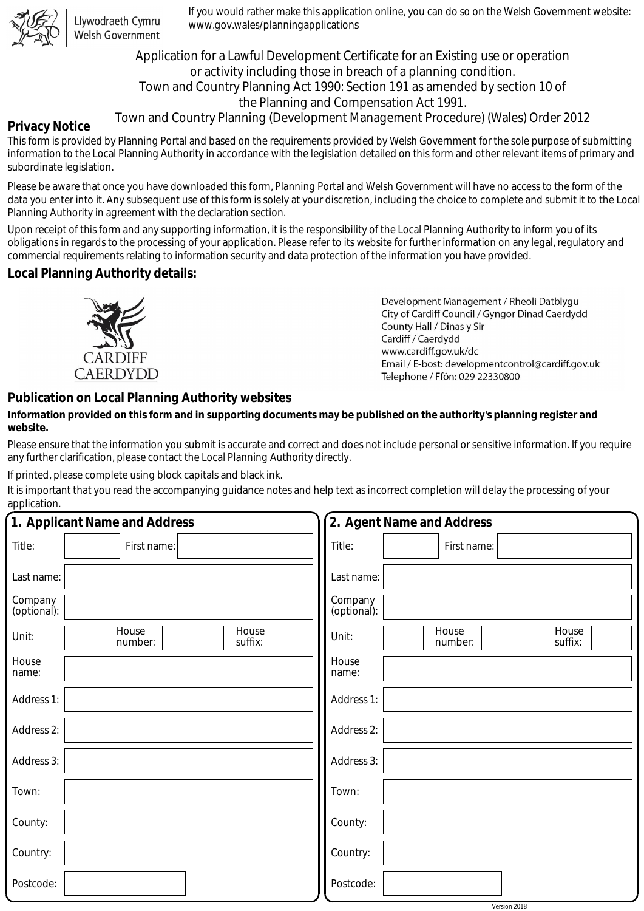Llywodraeth Cymru
Welsh Government

If you would rather make this application online, you can do so on the Welsh Government website: www.gov.wales/planningapplications

# Application for a Lawful Development Certificate for an Existing use or operation or activity including those in breach of a planning condition.

Town and Country Planning Act 1990: Section 191 as amended by section 10 of the Planning and Compensation Act 1991.

Town and Country Planning (Development Management Procedure) (Wales) Order 2012

## Privacy Notice

This form is provided by Planning Portal and based on the requirements provided by Welsh Government for the sole purpose of submitting information to the Local Planning Authority in accordance with the legislation detailed on this form and other relevant items of primary and subordinate legislation.

Please be aware that once you have downloaded this form, Planning Portal and Welsh Government will have no access to the form of the data you enter into it. Any subsequent use of this form is solely at your discretion, including the choice to complete and submit it to the Local Planning Authority in agreement with the declaration section.

Upon receipt of this form and any supporting information, it is the responsibility of the Local Planning Authority to inform you of its obligations in regards to the processing of your application. Please refer to its website for further information on any legal, regulatory and commercial requirements relating to information security and data protection of the information you have provided.

## Local Planning Authority details:

CARDIFF
CAERDYDD

Development Management / Rheoli Datblygu
City of Cardiff Council / Gyngor Dinad Caerdydd
County Hall / Dinas y Sir
Cardiff / Caerdydd
www.cardiff.gov.uk/dc
Email / E-bost: developmentcontrol@cardiff.gov.uk
Telephone / Ffôn: 029 22330800

## Publication on Local Planning Authority websites

**Information provided on this form and in supporting documents may be published on the authority's planning register and website.**

Please ensure that the information you submit is accurate and correct and does not include personal or sensitive information. If you require any further clarification, please contact the Local Planning Authority directly.

If printed, please complete using block capitals and black ink.

It is important that you read the accompanying guidance notes and help text as incorrect completion will delay the processing of your application.

## 1. Applicant Name and Address

| | |
|---|---|
| Title: | First name: |
| Last name: | |
| Company (optional): | |
| Unit: | House number: / House suffix: |
| House name: | |
| Address 1: | |
| Address 2: | |
| Address 3: | |
| Town: | |
| County: | |
| Country: | |
| Postcode: | |

## 2. Agent Name and Address

| | |
|---|---|
| Title: | First name: |
| Last name: | |
| Company (optional): | |
| Unit: | House number: / House suffix: |
| House name: | |
| Address 1: | |
| Address 2: | |
| Address 3: | |
| Town: | |
| County: | |
| Country: | |
| Postcode: | |

Version 2018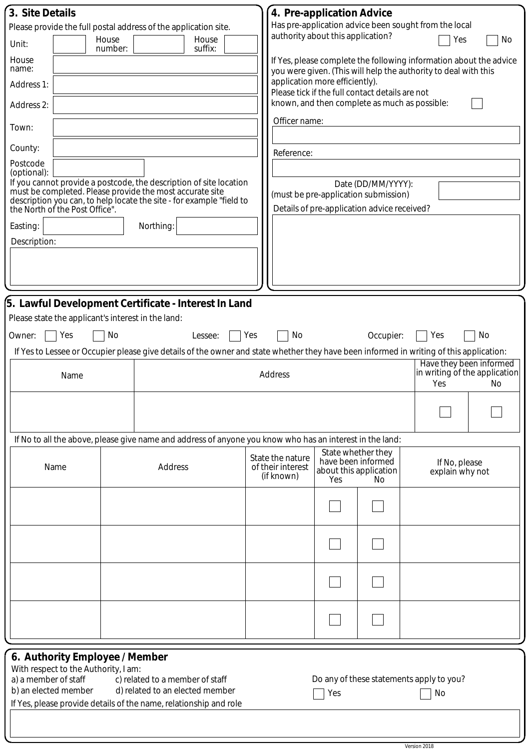## 3. Site Details

Please provide the full postal address of the application site.

Unit: House number: House suffix:

House name:

Address 1:

Address 2:

Town:

County:

Postcode (optional):

If you cannot provide a postcode, the description of site location must be completed. Please provide the most accurate site description you can, to help locate the site - for example "field to the North of the Post Office".

Easting: Northing:

Description:

## 4. Pre-application Advice

Has pre-application advice been sought from the local authority about this application? ☐ Yes ☐ No

If Yes, please complete the following information about the advice you were given. (This will help the authority to deal with this application more efficiently).

Please tick if the full contact details are not known, and then complete as much as possible: ☐

Officer name:

Reference:

Date (DD/MM/YYYY): (must be pre-application submission)

Details of pre-application advice received?

## 5. Lawful Development Certificate - Interest In Land

Please state the applicant's interest in the land:

Owner: ☐ Yes ☐ No Lessee: ☐ Yes ☐ No Occupier: ☐ Yes ☐ No

If Yes to Lessee or Occupier please give details of the owner and state whether they have been informed in writing of this application:

| Name | Address | Have they been informed in writing of the application | |
|---|---|---|---|
| | | Yes | No |
| | | ☐ | ☐ |

If No to all the above, please give name and address of anyone you know who has an interest in the land:

| Name | Address | State the nature of their interest (if known) | State whether they have been informed about this application | | If No, please explain why not |
|---|---|---|---|---|---|
| | | | Yes | No | |
| | | | ☐ | ☐ | |
| | | | ☐ | ☐ | |
| | | | ☐ | ☐ | |
| | | | ☐ | ☐ | |

## 6. Authority Employee / Member

With respect to the Authority, I am:

a) a member of staff c) related to a member of staff

b) an elected member d) related to an elected member

Do any of these statements apply to you? ☐ Yes ☐ No

If Yes, please provide details of the name, relationship and role

Version 2018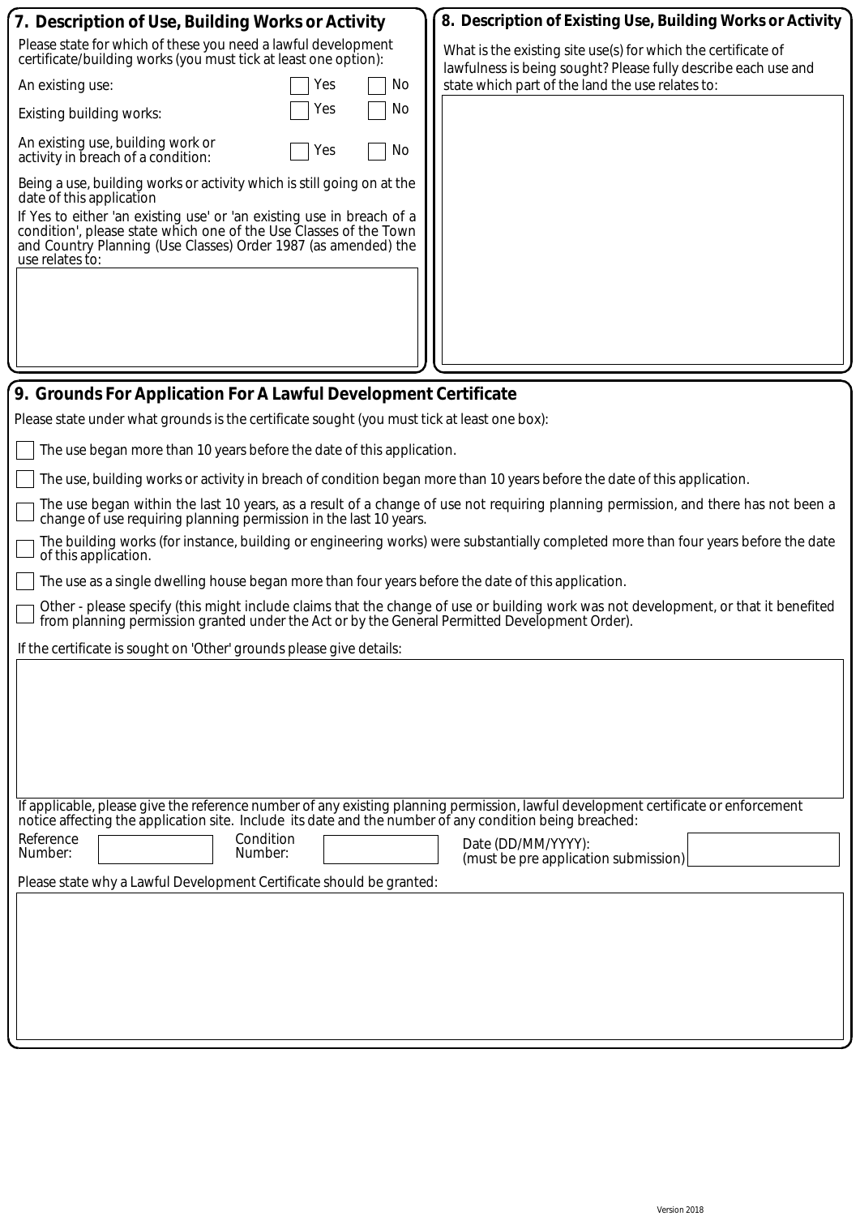## 7. Description of Use, Building Works or Activity

Please state for which of these you need a lawful development certificate/building works (you must tick at least one option):

| | | |
|---|---|---|
| An existing use: | ☐ Yes | ☐ No |
| Existing building works: | ☐ Yes | ☐ No |
| An existing use, building work or activity in breach of a condition: | ☐ Yes | ☐ No |

Being a use, building works or activity which is still going on at the date of this application

If Yes to either 'an existing use' or 'an existing use in breach of a condition', please state which one of the Use Classes of the Town and Country Planning (Use Classes) Order 1987 (as amended) the use relates to:

## 8. Description of Existing Use, Building Works or Activity

What is the existing site use(s) for which the certificate of lawfulness is being sought? Please fully describe each use and state which part of the land the use relates to:

## 9. Grounds For Application For A Lawful Development Certificate

Please state under what grounds is the certificate sought (you must tick at least one box):

- ☐ The use began more than 10 years before the date of this application.
- ☐ The use, building works or activity in breach of condition began more than 10 years before the date of this application.
- ☐ The use began within the last 10 years, as a result of a change of use not requiring planning permission, and there has not been a change of use requiring planning permission in the last 10 years.
- ☐ The building works (for instance, building or engineering works) were substantially completed more than four years before the date of this application.
- ☐ The use as a single dwelling house began more than four years before the date of this application.
- ☐ Other - please specify (this might include claims that the change of use or building work was not development, or that it benefited from planning permission granted under the Act or by the General Permitted Development Order).

If the certificate is sought on 'Other' grounds please give details:

If applicable, please give the reference number of any existing planning permission, lawful development certificate or enforcement notice affecting the application site. Include its date and the number of any condition being breached:

Reference Number: Condition Number: Date (DD/MM/YYYY): (must be pre application submission)

Please state why a Lawful Development Certificate should be granted: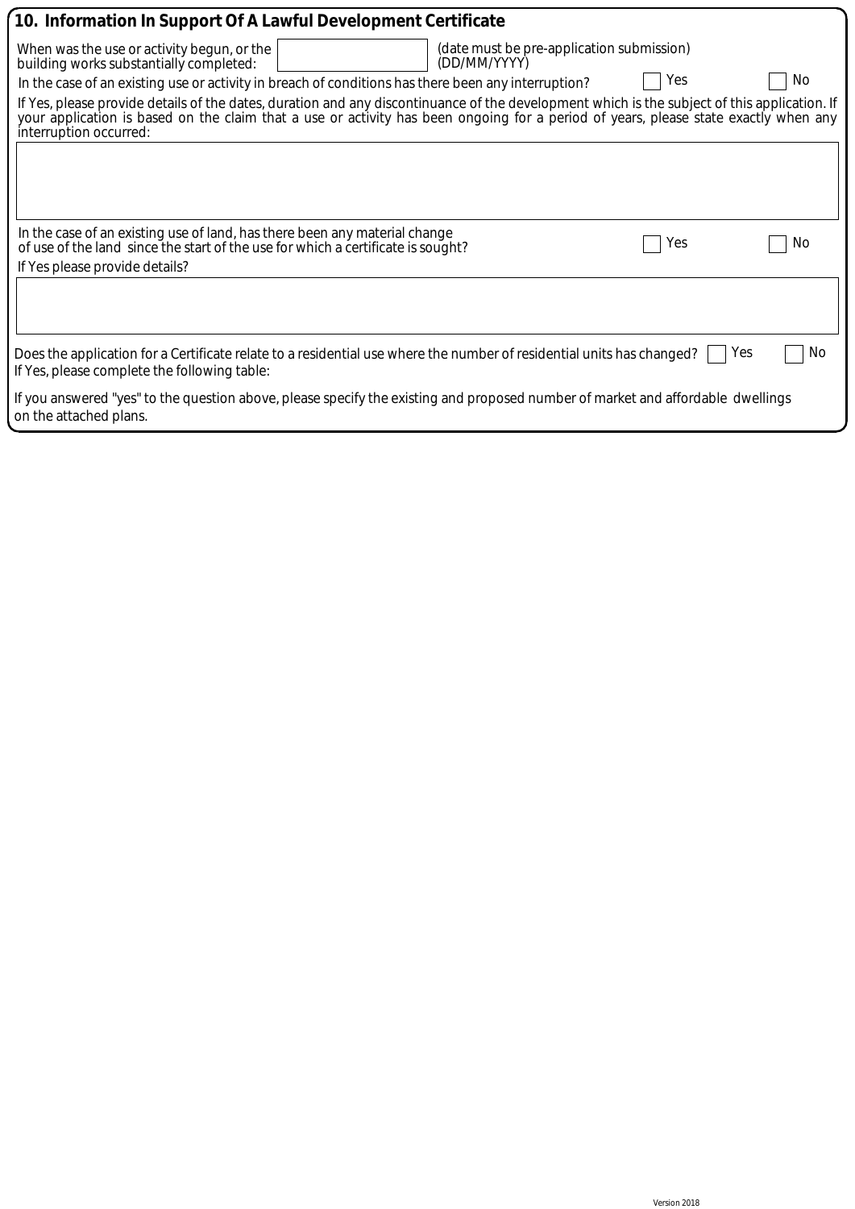## 10. Information In Support Of A Lawful Development Certificate

When was the use or activity begun, or the building works substantially completed: (date must be pre-application submission) (DD/MM/YYYY)

In the case of an existing use or activity in breach of conditions has there been any interruption? ☐ Yes ☐ No

If Yes, please provide details of the dates, duration and any discontinuance of the development which is the subject of this application. If your application is based on the claim that a use or activity has been ongoing for a period of years, please state exactly when any interruption occurred:

In the case of an existing use of land, has there been any material change of use of the land since the start of the use for which a certificate is sought? ☐ Yes ☐ No

If Yes please provide details?

Does the application for a Certificate relate to a residential use where the number of residential units has changed? ☐ Yes ☐ No

If Yes, please complete the following table:

If you answered "yes" to the question above, please specify the existing and proposed number of market and affordable dwellings on the attached plans.

Version 2018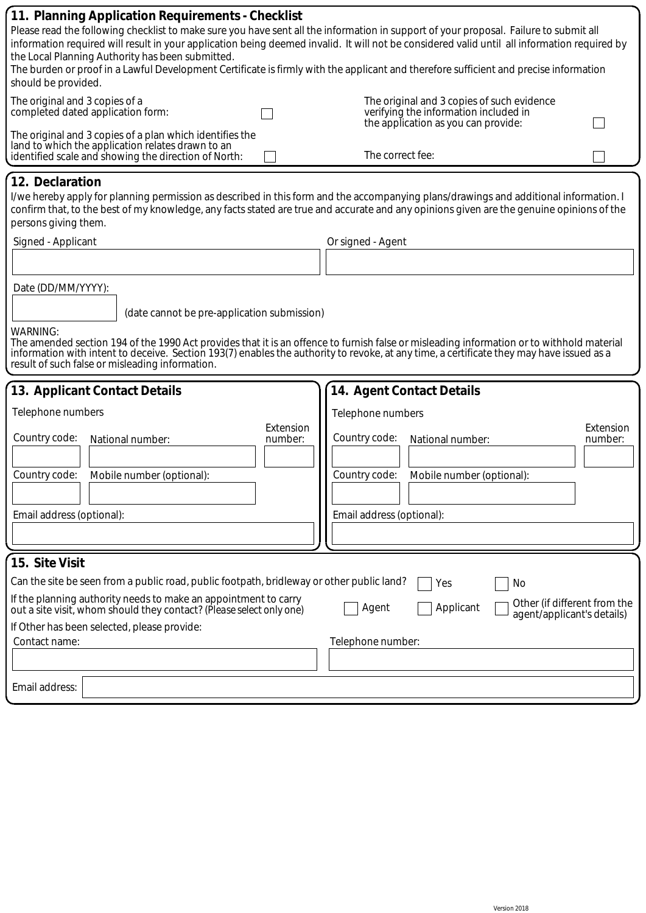## 11. Planning Application Requirements - Checklist

Please read the following checklist to make sure you have sent all the information in support of your proposal. Failure to submit all information required will result in your application being deemed invalid. It will not be considered valid until all information required by the Local Planning Authority has been submitted.

The burden or proof in a Lawful Development Certificate is firmly with the applicant and therefore sufficient and precise information should be provided.

- [ ] The original and 3 copies of a completed dated application form:
- [ ] The original and 3 copies of a plan which identifies the land to which the application relates drawn to an identified scale and showing the direction of North:
- [ ] The original and 3 copies of such evidence verifying the information included in the application as you can provide:
- [ ] The correct fee:

## 12. Declaration

I/we hereby apply for planning permission as described in this form and the accompanying plans/drawings and additional information. I confirm that, to the best of my knowledge, any facts stated are true and accurate and any opinions given are the genuine opinions of the persons giving them.

Signed - Applicant

Or signed - Agent

Date (DD/MM/YYYY):

(date cannot be pre-application submission)

WARNING:
The amended section 194 of the 1990 Act provides that it is an offence to furnish false or misleading information or to withhold material information with intent to deceive. Section 193(7) enables the authority to revoke, at any time, a certificate they may have issued as a result of such false or misleading information.

## 13. Applicant Contact Details

Telephone numbers

Country code: National number: Extension number:

Country code: Mobile number (optional):

Email address (optional):

## 14. Agent Contact Details

Telephone numbers

Country code: National number: Extension number:

Country code: Mobile number (optional):

Email address (optional):

## 15. Site Visit

Can the site be seen from a public road, public footpath, bridleway or other public land? [ ] Yes [ ] No

If the planning authority needs to make an appointment to carry out a site visit, whom should they contact? (Please select only one) [ ] Agent [ ] Applicant [ ] Other (if different from the agent/applicant's details)

If Other has been selected, please provide:

Contact name:

Telephone number:

Email address:

Version 2018